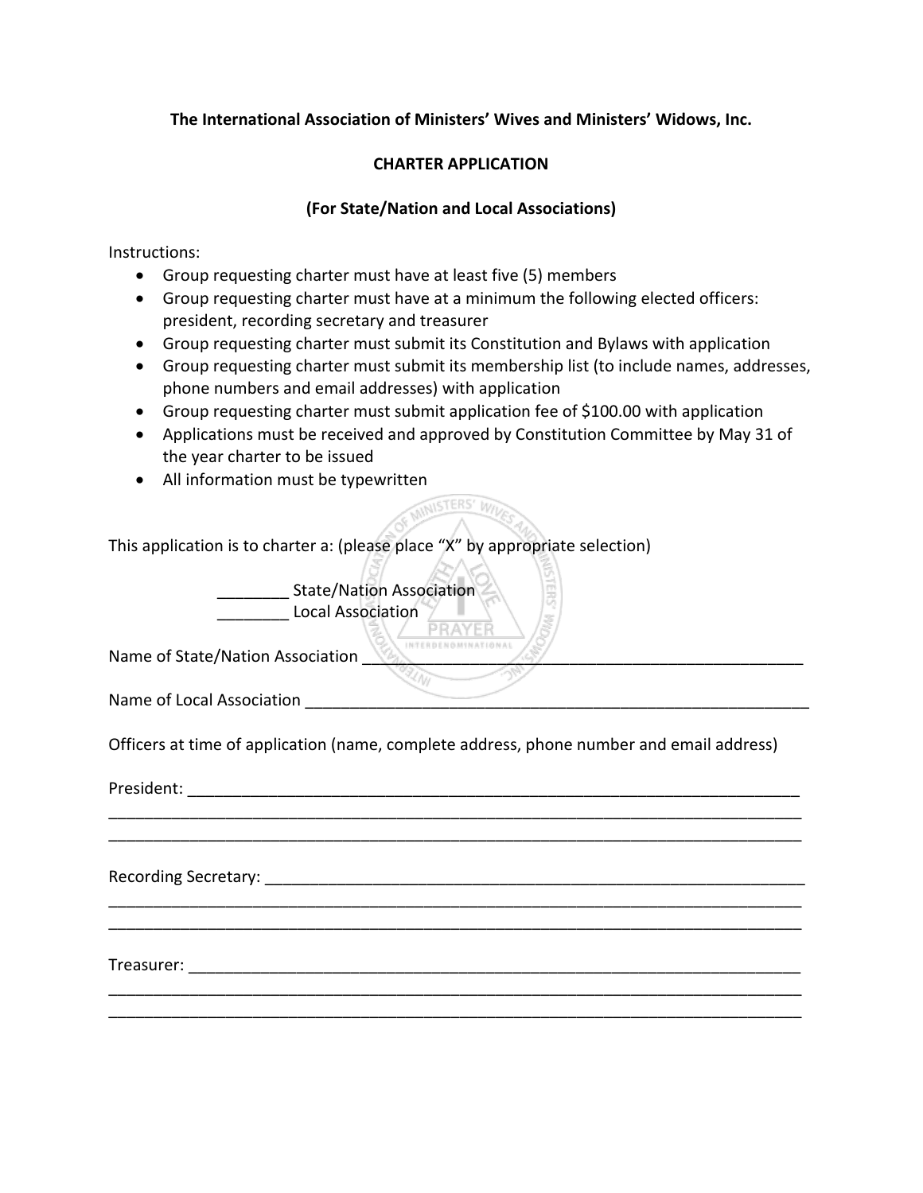**The International Association of Ministers' Wives and Ministers' Widows, Inc.**

**CHARTER APPLICATION**

**(For State/Nation and Local Associations)**

Instructions:

- Group requesting charter must have at least five (5) members
- Group requesting charter must have at a minimum the following elected officers: president, recording secretary and treasurer
- Group requesting charter must submit its Constitution and Bylaws with application
- Group requesting charter must submit its membership list (to include names, addresses, phone numbers and email addresses) with application
- Group requesting charter must submit application fee of $100.00 with application
- Applications must be received and approved by Constitution Committee by May 31 of the year charter to be issued
- All information must be typewritten

This application is to charter a: (please place "X" by appropriate selection)

________ State/Nation Association
________ Local Association

Name of State/Nation Association ____________________________________________________

Name of Local Association __________________________________________________________

Officers at time of application (name, complete address, phone number and email address)

President: ___________________________________________________________________________
_____________________________________________________________________________________
_____________________________________________________________________________________

Recording Secretary: _________________________________________________________________
_____________________________________________________________________________________
_____________________________________________________________________________________

Treasurer: ___________________________________________________________________________
_____________________________________________________________________________________
_____________________________________________________________________________________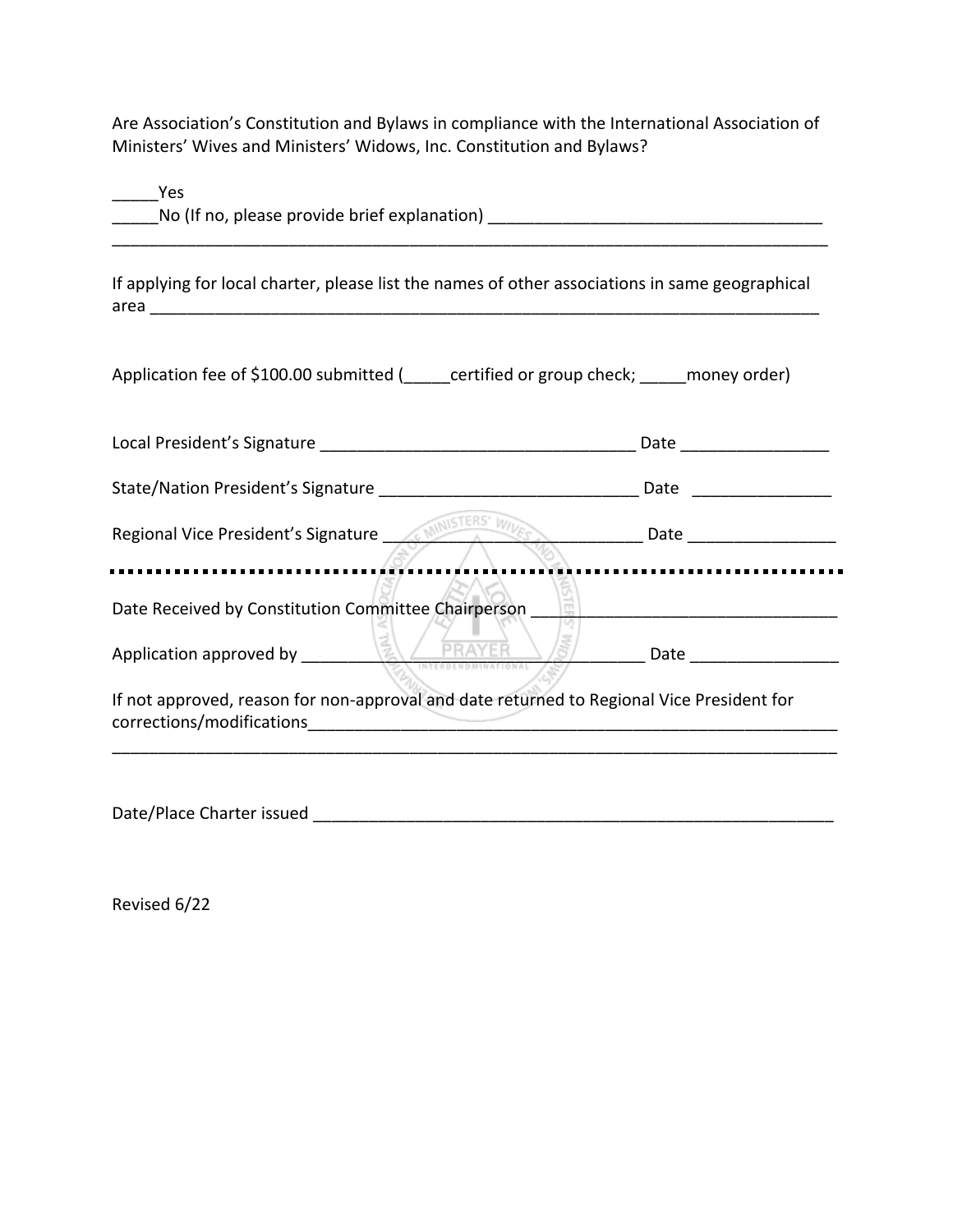Are Association's Constitution and Bylaws in compliance with the International Association of Ministers' Wives and Ministers' Widows, Inc. Constitution and Bylaws?

_____Yes
_____No (If no, please provide brief explanation) ____________________________________
______________________________________________________________________________

If applying for local charter, please list the names of other associations in same geographical area ___________________________________________________________________________

Application fee of $100.00 submitted (_____certified or group check; _____money order)

Local President's Signature __________________________________ Date ________________

State/Nation President's Signature ___________________________ Date _______________

Regional Vice President's Signature ___________________________ Date ________________

---

Date Received by Constitution Committee Chairperson _______________________________

Application approved by ______________________________________ Date ________________

If not approved, reason for non-approval and date returned to Regional Vice President for corrections/modifications______________________________________________________________
______________________________________________________________________________

Date/Place Charter issued __________________________________________________________

Revised 6/22